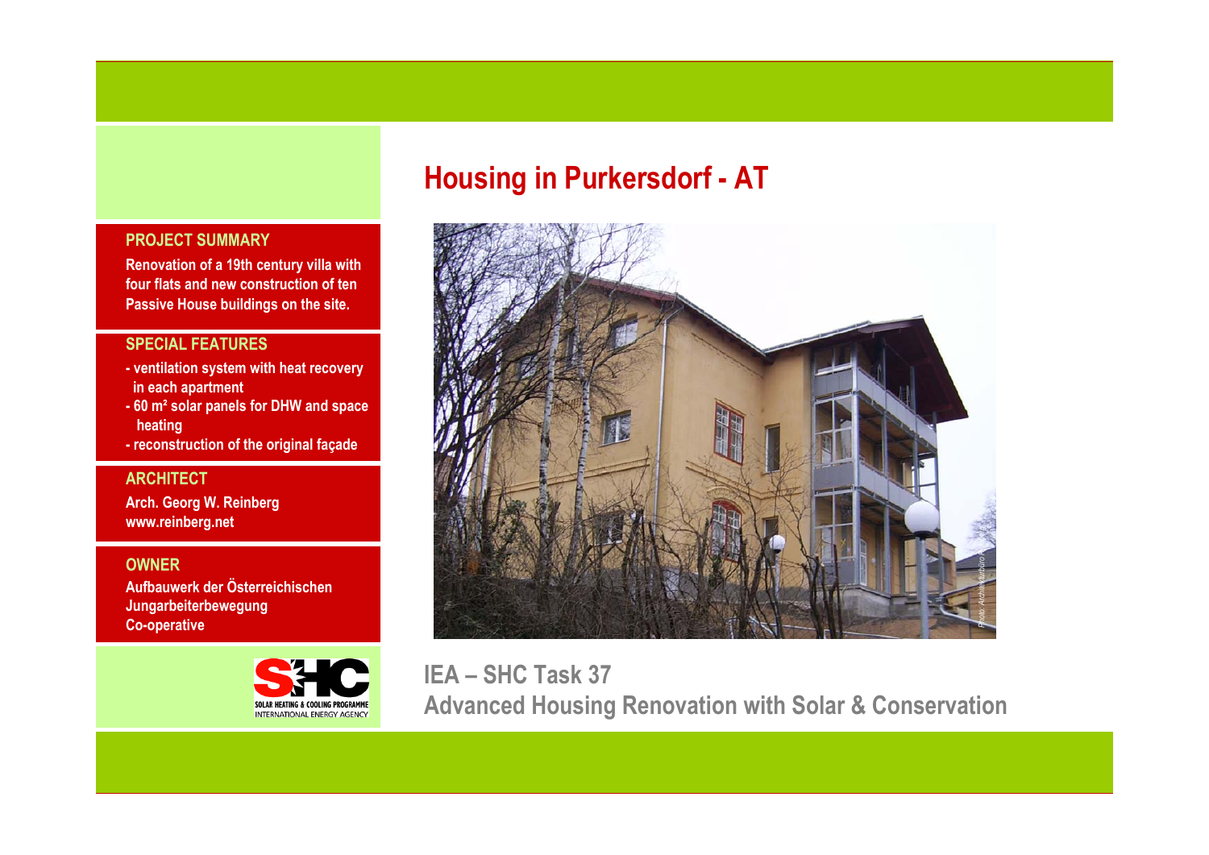# Housing in Purkersdorf - AT

**PROJECT SUMMARY**

Renovation of a 19th century villa with four flats and new construction of ten Passive House buildings on the site.

**SPECIAL FEATURES**

- ventilation system with heat recovery in each apartment
- 60 m² solar panels for DHW and space heating
- reconstruction of the original façade

**ARCHITECT**

Arch. Georg W. Reinberg
www.reinberg.net

**OWNER**

Aufbauwerk der Österreichischen Jungarbeiterbewegung Co-operative

Photo: Architekturbüro Reinberg

**IEA – SHC Task 37**
**Advanced Housing Renovation with Solar & Conservation**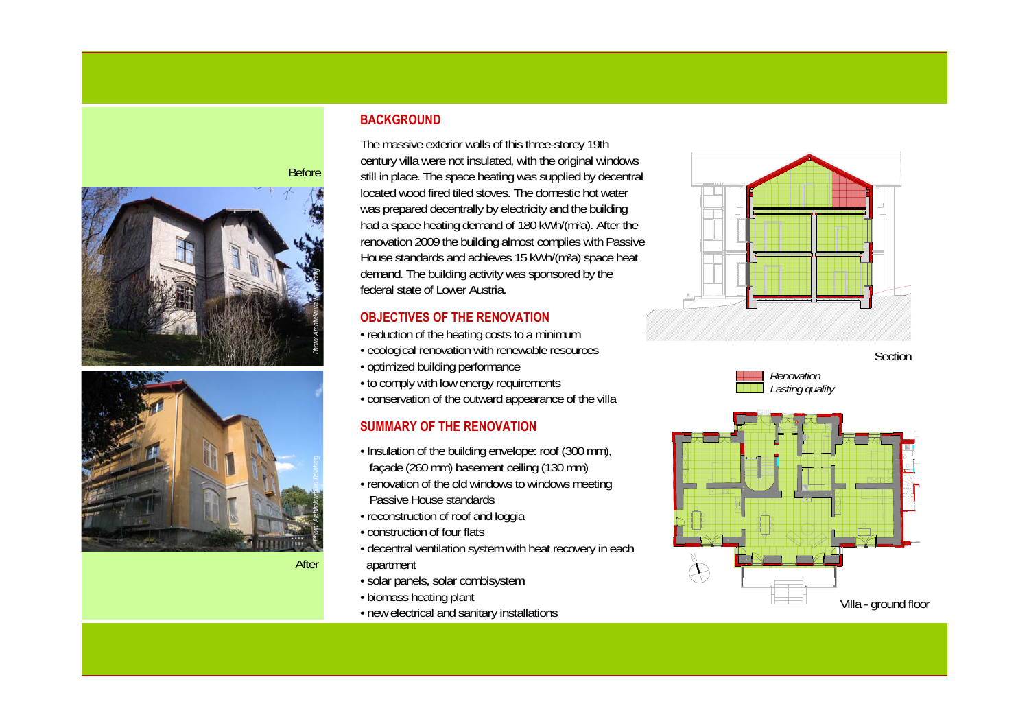Before

After

## BACKGROUND

The massive exterior walls of this three-storey 19th century villa were not insulated, with the original windows still in place. The space heating was supplied by decentral located wood fired tiled stoves. The domestic hot water was prepared decentrally by electricity and the building had a space heating demand of 180 kWh/(m²a). After the renovation 2009 the building almost complies with Passive House standards and achieves 15 kWh/(m²a) space heat demand. The building activity was sponsored by the federal state of Lower Austria.

## OBJECTIVES OF THE RENOVATION

- reduction of the heating costs to a minimum
- ecological renovation with renewable resources
- optimized building performance
- to comply with low energy requirements
- conservation of the outward appearance of the villa

## SUMMARY OF THE RENOVATION

- Insulation of the building envelope: roof (300 mm), façade (260 mm) basement ceiling (130 mm)
- renovation of the old windows to windows meeting Passive House standards
- reconstruction of roof and loggia
- construction of four flats
- decentral ventilation system with heat recovery in each apartment
- solar panels, solar combisystem
- biomass heating plant
- new electrical and sanitary installations

Section

*Renovation*
*Lasting quality*

Villa - ground floor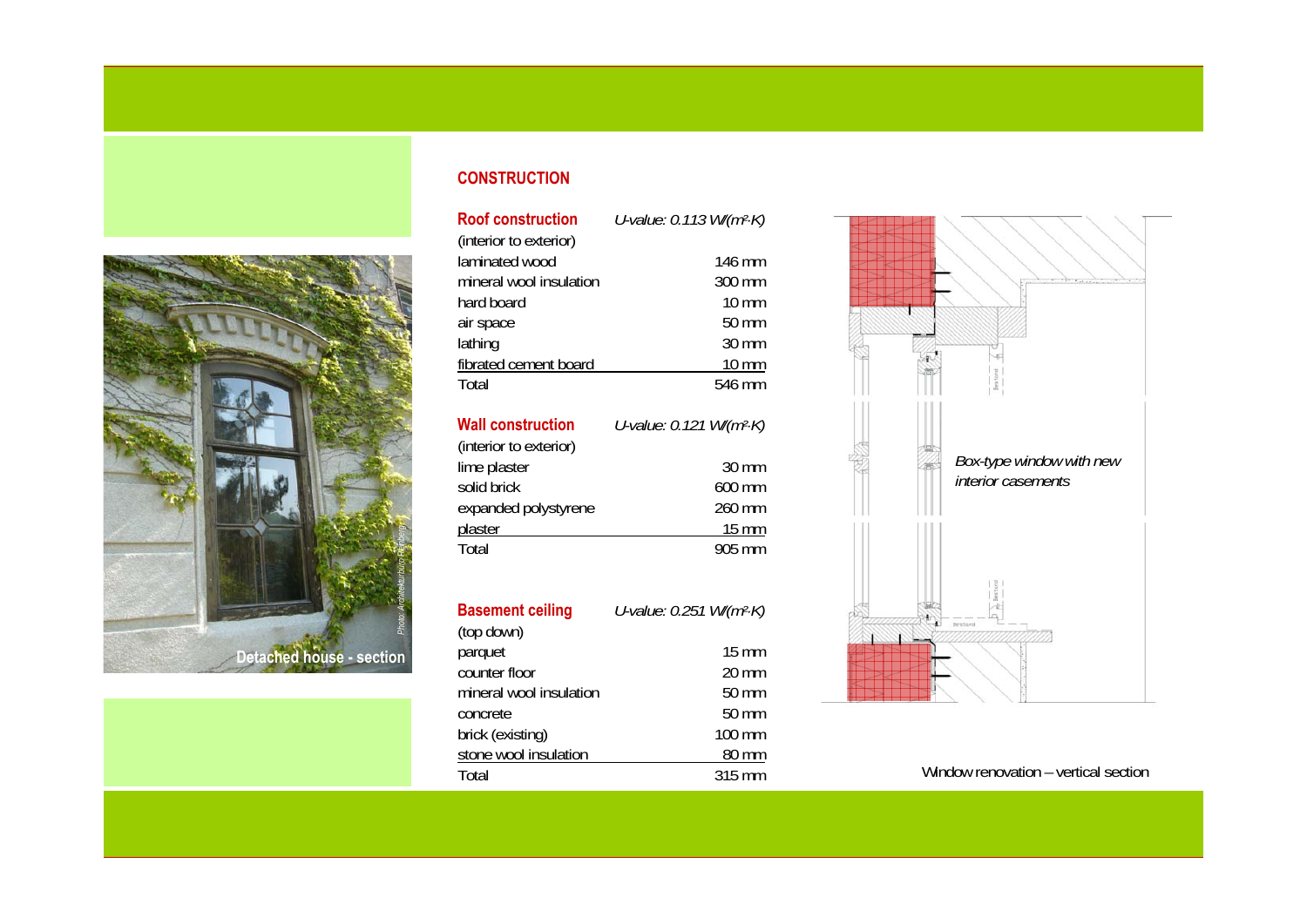Detached house - section

Photo: Architekturbüro Reinberg

## CONSTRUCTION

### Roof construction

*U-value: 0.113 W/(m²·K)*

| (interior to exterior) | |
|---|---|
| laminated wood | 146 mm |
| mineral wool insulation | 300 mm |
| hard board | 10 mm |
| air space | 50 mm |
| lathing | 30 mm |
| fibrated cement board | 10 mm |
| Total | 546 mm |

### Wall construction

*U-value: 0.121 W/(m²·K)*

| (interior to exterior) | |
|---|---|
| lime plaster | 30 mm |
| solid brick | 600 mm |
| expanded polystyrene | 260 mm |
| plaster | 15 mm |
| Total | 905 mm |

### Basement ceiling

*U-value: 0.251 W/(m²·K)*

| (top down) | |
|---|---|
| parquet | 15 mm |
| counter floor | 20 mm |
| mineral wool insulation | 50 mm |
| concrete | 50 mm |
| brick (existing) | 100 mm |
| stone wool insulation | 80 mm |
| Total | 315 mm |

*Box-type window with new interior casements*

Window renovation – vertical section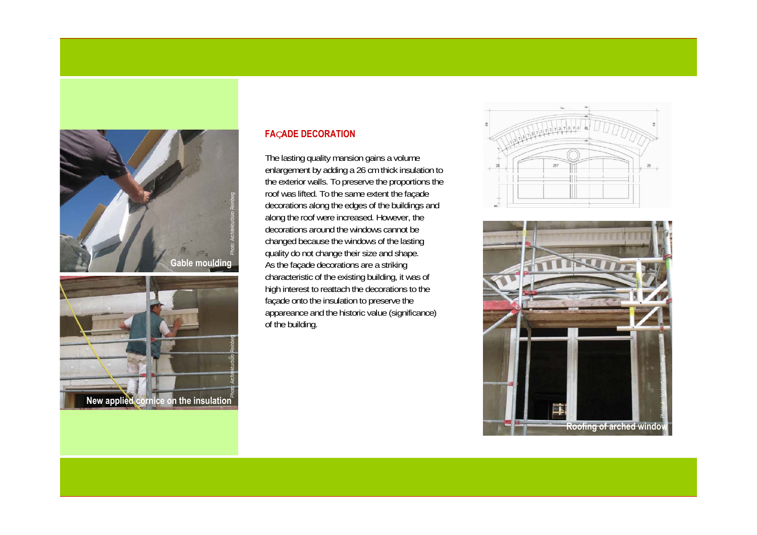## FAÇADE DECORATION

The lasting quality mansion gains a volume enlargement by adding a 26 cm thick insulation to the exterior walls. To preserve the proportions the roof was lifted. To the same extent the façade decorations along the edges of the buildings and along the roof were increased. However, the decorations around the windows cannot be changed because the windows of the lasting quality do not change their size and shape. As the façade decorations are a striking characteristic of the existing building, it was of high interest to reattach the decorations to the façade onto the insulation to preserve the appareance and the historic value (significance) of the building.

Gable moulding

*Photo: Architekturbüro Reinberg*

New applied cornice on the insulation

*Photo: Architekturbüro Reinberg*

Roofing of arched window

*Photo: Architekturbüro Reinberg*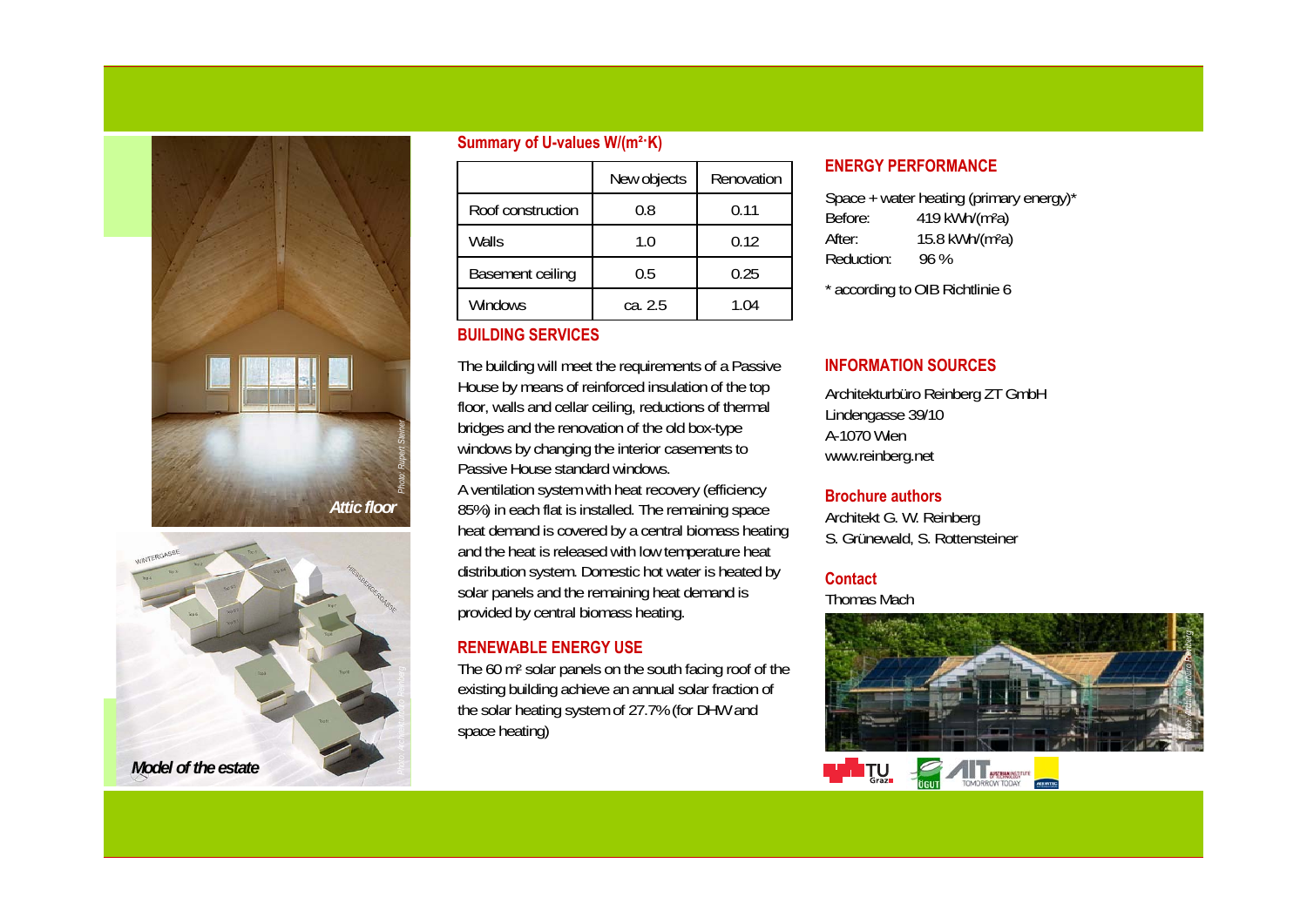*Attic floor*

Photo: Rupert Steiner

*Model of the estate*

Photo: Architekturbüro Reinberg

## Summary of U-values W/(m²·K)

| | New objects | Renovation |
|---|---|---|
| Roof construction | 0.8 | 0.11 |
| Walls | 1.0 | 0.12 |
| Basement ceiling | 0.5 | 0.25 |
| Windows | ca. 2.5 | 1.04 |

## BUILDING SERVICES

The building will meet the requirements of a Passive House by means of reinforced insulation of the top floor, walls and cellar ceiling, reductions of thermal bridges and the renovation of the old box-type windows by changing the interior casements to Passive House standard windows.

A ventilation system with heat recovery (efficiency 85%) in each flat is installed. The remaining space heat demand is covered by a central biomass heating and the heat is released with low temperature heat distribution system. Domestic hot water is heated by solar panels and the remaining heat demand is provided by central biomass heating.

## RENEWABLE ENERGY USE

The 60 m² solar panels on the south facing roof of the existing building achieve an annual solar fraction of the solar heating system of 27.7% (for DHW and space heating)

## ENERGY PERFORMANCE

Space + water heating (primary energy)*

Before: 419 kWh/(m²a)

After: 15.8 kWh/(m²a)

Reduction: 96 %

\* according to OIB Richtlinie 6

## INFORMATION SOURCES

Architekturbüro Reinberg ZT GmbH
Lindengasse 39/10
A-1070 Wien
www.reinberg.net

### Brochure authors

Architekt G. W. Reinberg
S. Grünewald, S. Rottensteiner

### Contact

Thomas Mach

Photo: Architekturbüro Reinberg